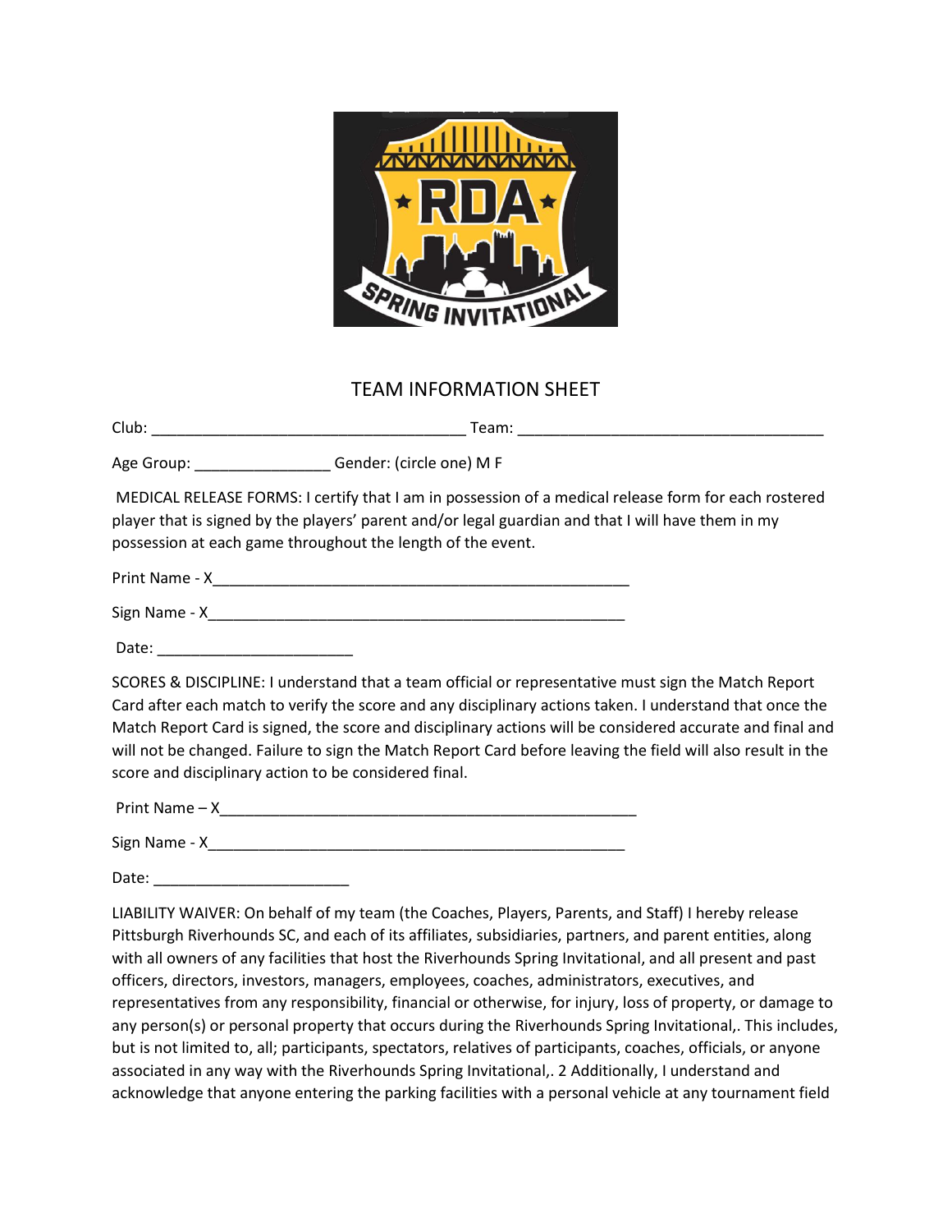# TEAM INFORMATION SHEET

Club: _____________________________________ Team: ____________________________________

Age Group: ________________ Gender: (circle one) M F

MEDICAL RELEASE FORMS: I certify that I am in possession of a medical release form for each rostered player that is signed by the players' parent and/or legal guardian and that I will have them in my possession at each game throughout the length of the event.

Print Name - X__________________________________________________

Sign Name - X__________________________________________________

Date: _______________________

SCORES & DISCIPLINE: I understand that a team official or representative must sign the Match Report Card after each match to verify the score and any disciplinary actions taken. I understand that once the Match Report Card is signed, the score and disciplinary actions will be considered accurate and final and will not be changed. Failure to sign the Match Report Card before leaving the field will also result in the score and disciplinary action to be considered final.

Print Name – X__________________________________________________

Sign Name - X__________________________________________________

Date: _______________________

LIABILITY WAIVER: On behalf of my team (the Coaches, Players, Parents, and Staff) I hereby release Pittsburgh Riverhounds SC, and each of its affiliates, subsidiaries, partners, and parent entities, along with all owners of any facilities that host the Riverhounds Spring Invitational, and all present and past officers, directors, investors, managers, employees, coaches, administrators, executives, and representatives from any responsibility, financial or otherwise, for injury, loss of property, or damage to any person(s) or personal property that occurs during the Riverhounds Spring Invitational,. This includes, but is not limited to, all; participants, spectators, relatives of participants, coaches, officials, or anyone associated in any way with the Riverhounds Spring Invitational,. 2 Additionally, I understand and acknowledge that anyone entering the parking facilities with a personal vehicle at any tournament field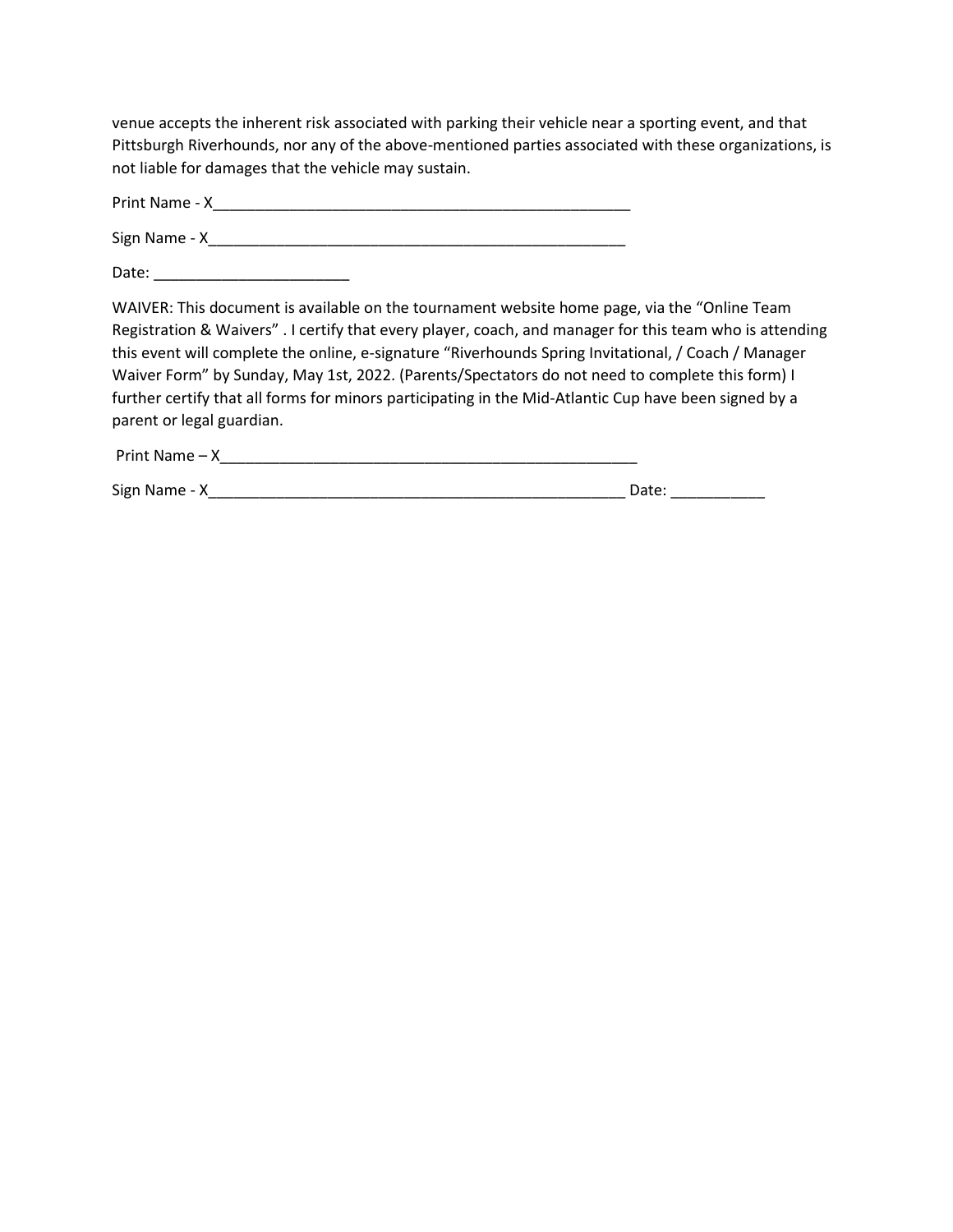venue accepts the inherent risk associated with parking their vehicle near a sporting event, and that Pittsburgh Riverhounds, nor any of the above-mentioned parties associated with these organizations, is not liable for damages that the vehicle may sustain.

Print Name - X___________________________________________________

Sign Name - X___________________________________________________

Date: _______________________

WAIVER: This document is available on the tournament website home page, via the "Online Team Registration & Waivers" . I certify that every player, coach, and manager for this team who is attending this event will complete the online, e-signature "Riverhounds Spring Invitational, / Coach / Manager Waiver Form" by Sunday, May 1st, 2022. (Parents/Spectators do not need to complete this form) I further certify that all forms for minors participating in the Mid-Atlantic Cup have been signed by a parent or legal guardian.

Print Name – X___________________________________________________

Sign Name - X___________________________________________________ Date: ___________